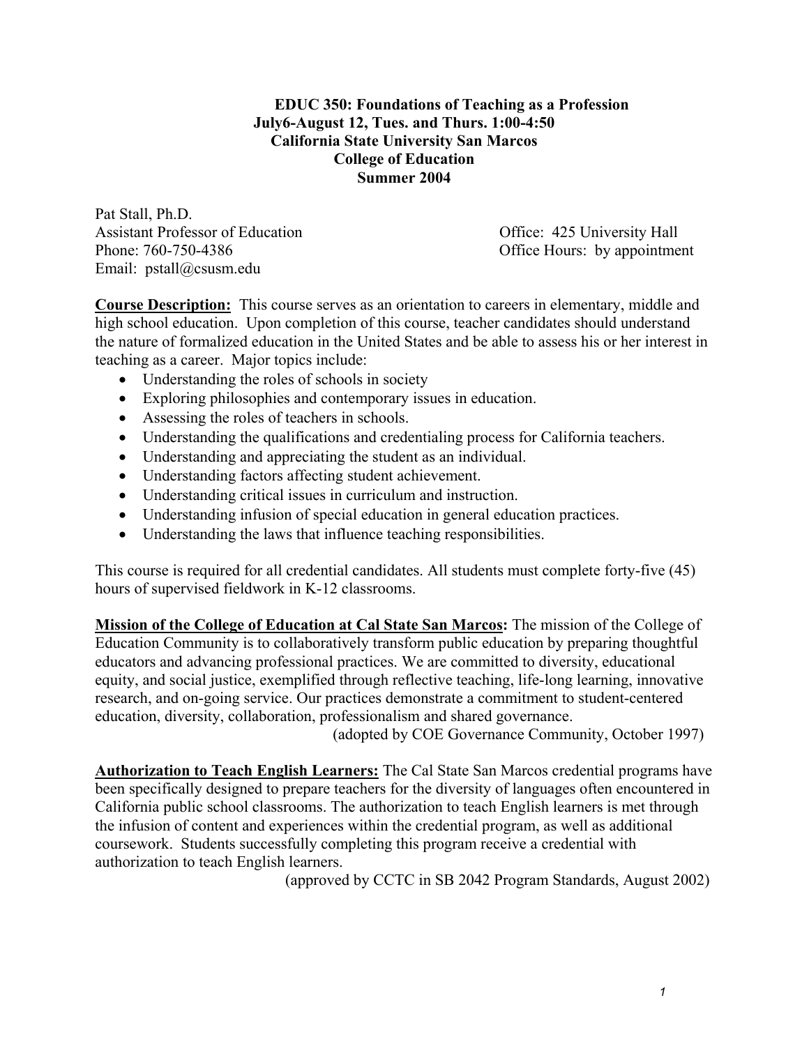# EDUC 350: Foundations of Teaching as a Profession

**July6-August 12, Tues. and Thurs. 1:00-4:50**
**California State University San Marcos**
**College of Education**
**Summer 2004**

Pat Stall, Ph.D.
Assistant Professor of Education
Phone: 760-750-4386
Email: pstall@csusm.edu

Office: 425 University Hall
Office Hours: by appointment

**Course Description:** This course serves as an orientation to careers in elementary, middle and high school education. Upon completion of this course, teacher candidates should understand the nature of formalized education in the United States and be able to assess his or her interest in teaching as a career. Major topics include:

- Understanding the roles of schools in society
- Exploring philosophies and contemporary issues in education.
- Assessing the roles of teachers in schools.
- Understanding the qualifications and credentialing process for California teachers.
- Understanding and appreciating the student as an individual.
- Understanding factors affecting student achievement.
- Understanding critical issues in curriculum and instruction.
- Understanding infusion of special education in general education practices.
- Understanding the laws that influence teaching responsibilities.

This course is required for all credential candidates. All students must complete forty-five (45) hours of supervised fieldwork in K-12 classrooms.

**Mission of the College of Education at Cal State San Marcos:** The mission of the College of Education Community is to collaboratively transform public education by preparing thoughtful educators and advancing professional practices. We are committed to diversity, educational equity, and social justice, exemplified through reflective teaching, life-long learning, innovative research, and on-going service. Our practices demonstrate a commitment to student-centered education, diversity, collaboration, professionalism and shared governance.

(adopted by COE Governance Community, October 1997)

**Authorization to Teach English Learners:** The Cal State San Marcos credential programs have been specifically designed to prepare teachers for the diversity of languages often encountered in California public school classrooms. The authorization to teach English learners is met through the infusion of content and experiences within the credential program, as well as additional coursework. Students successfully completing this program receive a credential with authorization to teach English learners.

(approved by CCTC in SB 2042 Program Standards, August 2002)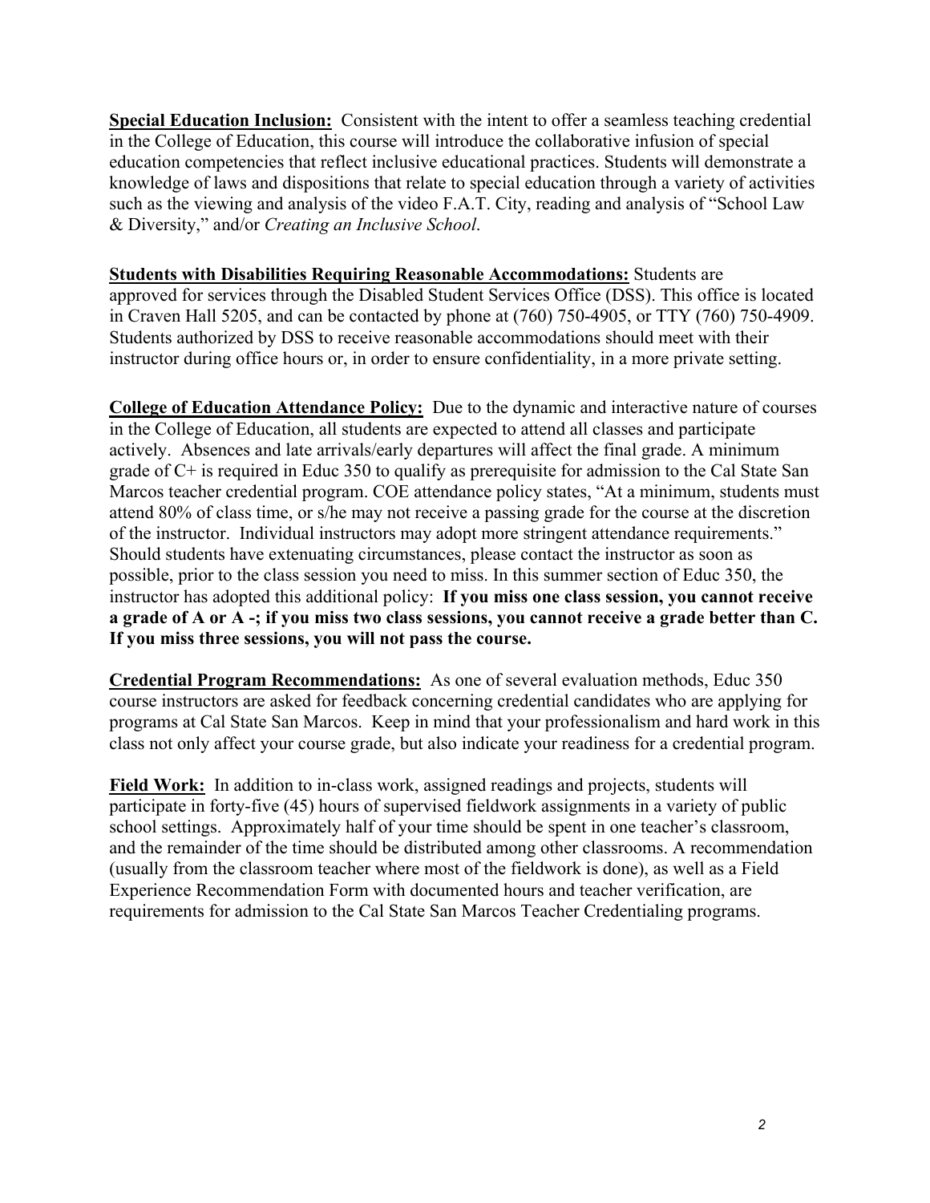**Special Education Inclusion:** Consistent with the intent to offer a seamless teaching credential in the College of Education, this course will introduce the collaborative infusion of special education competencies that reflect inclusive educational practices. Students will demonstrate a knowledge of laws and dispositions that relate to special education through a variety of activities such as the viewing and analysis of the video F.A.T. City, reading and analysis of "School Law & Diversity," and/or *Creating an Inclusive School*.

**Students with Disabilities Requiring Reasonable Accommodations:** Students are approved for services through the Disabled Student Services Office (DSS). This office is located in Craven Hall 5205, and can be contacted by phone at (760) 750-4905, or TTY (760) 750-4909. Students authorized by DSS to receive reasonable accommodations should meet with their instructor during office hours or, in order to ensure confidentiality, in a more private setting.

**College of Education Attendance Policy:** Due to the dynamic and interactive nature of courses in the College of Education, all students are expected to attend all classes and participate actively. Absences and late arrivals/early departures will affect the final grade. A minimum grade of C+ is required in Educ 350 to qualify as prerequisite for admission to the Cal State San Marcos teacher credential program. COE attendance policy states, "At a minimum, students must attend 80% of class time, or s/he may not receive a passing grade for the course at the discretion of the instructor. Individual instructors may adopt more stringent attendance requirements." Should students have extenuating circumstances, please contact the instructor as soon as possible, prior to the class session you need to miss. In this summer section of Educ 350, the instructor has adopted this additional policy: **If you miss one class session, you cannot receive a grade of A or A -; if you miss two class sessions, you cannot receive a grade better than C. If you miss three sessions, you will not pass the course.**

**Credential Program Recommendations:** As one of several evaluation methods, Educ 350 course instructors are asked for feedback concerning credential candidates who are applying for programs at Cal State San Marcos. Keep in mind that your professionalism and hard work in this class not only affect your course grade, but also indicate your readiness for a credential program.

**Field Work:** In addition to in-class work, assigned readings and projects, students will participate in forty-five (45) hours of supervised fieldwork assignments in a variety of public school settings. Approximately half of your time should be spent in one teacher's classroom, and the remainder of the time should be distributed among other classrooms. A recommendation (usually from the classroom teacher where most of the fieldwork is done), as well as a Field Experience Recommendation Form with documented hours and teacher verification, are requirements for admission to the Cal State San Marcos Teacher Credentialing programs.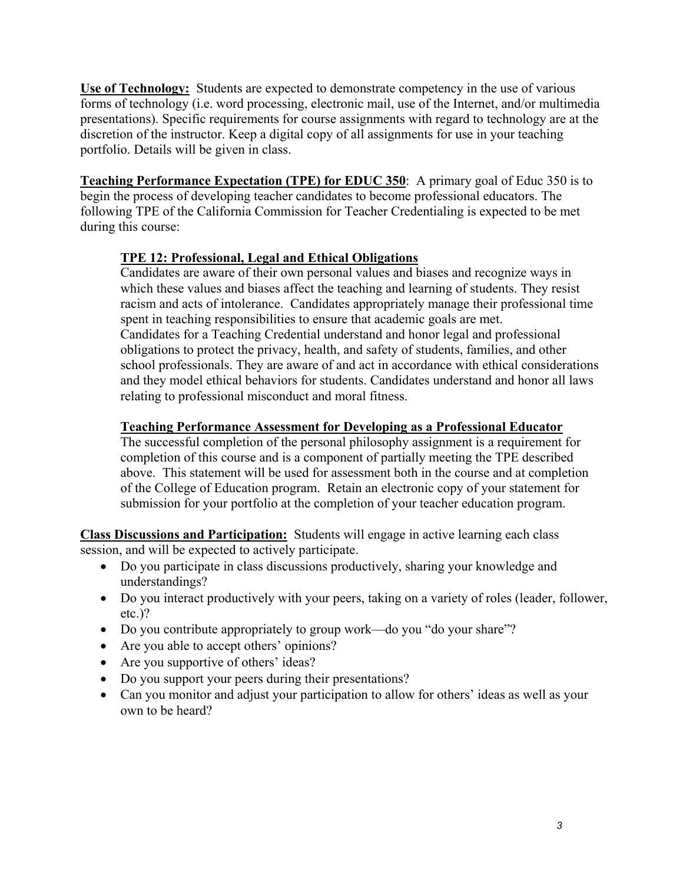**Use of Technology:** Students are expected to demonstrate competency in the use of various forms of technology (i.e. word processing, electronic mail, use of the Internet, and/or multimedia presentations). Specific requirements for course assignments with regard to technology are at the discretion of the instructor. Keep a digital copy of all assignments for use in your teaching portfolio. Details will be given in class.

**Teaching Performance Expectation (TPE) for EDUC 350**: A primary goal of Educ 350 is to begin the process of developing teacher candidates to become professional educators. The following TPE of the California Commission for Teacher Credentialing is expected to be met during this course:

> **TPE 12: Professional, Legal and Ethical Obligations**
> Candidates are aware of their own personal values and biases and recognize ways in which these values and biases affect the teaching and learning of students. They resist racism and acts of intolerance. Candidates appropriately manage their professional time spent in teaching responsibilities to ensure that academic goals are met.
> Candidates for a Teaching Credential understand and honor legal and professional obligations to protect the privacy, health, and safety of students, families, and other school professionals. They are aware of and act in accordance with ethical considerations and they model ethical behaviors for students. Candidates understand and honor all laws relating to professional misconduct and moral fitness.
>
> **Teaching Performance Assessment for Developing as a Professional Educator**
> The successful completion of the personal philosophy assignment is a requirement for completion of this course and is a component of partially meeting the TPE described above. This statement will be used for assessment both in the course and at completion of the College of Education program. Retain an electronic copy of your statement for submission for your portfolio at the completion of your teacher education program.

**Class Discussions and Participation:** Students will engage in active learning each class session, and will be expected to actively participate.

- Do you participate in class discussions productively, sharing your knowledge and understandings?
- Do you interact productively with your peers, taking on a variety of roles (leader, follower, etc.)?
- Do you contribute appropriately to group work—do you "do your share"?
- Are you able to accept others' opinions?
- Are you supportive of others' ideas?
- Do you support your peers during their presentations?
- Can you monitor and adjust your participation to allow for others' ideas as well as your own to be heard?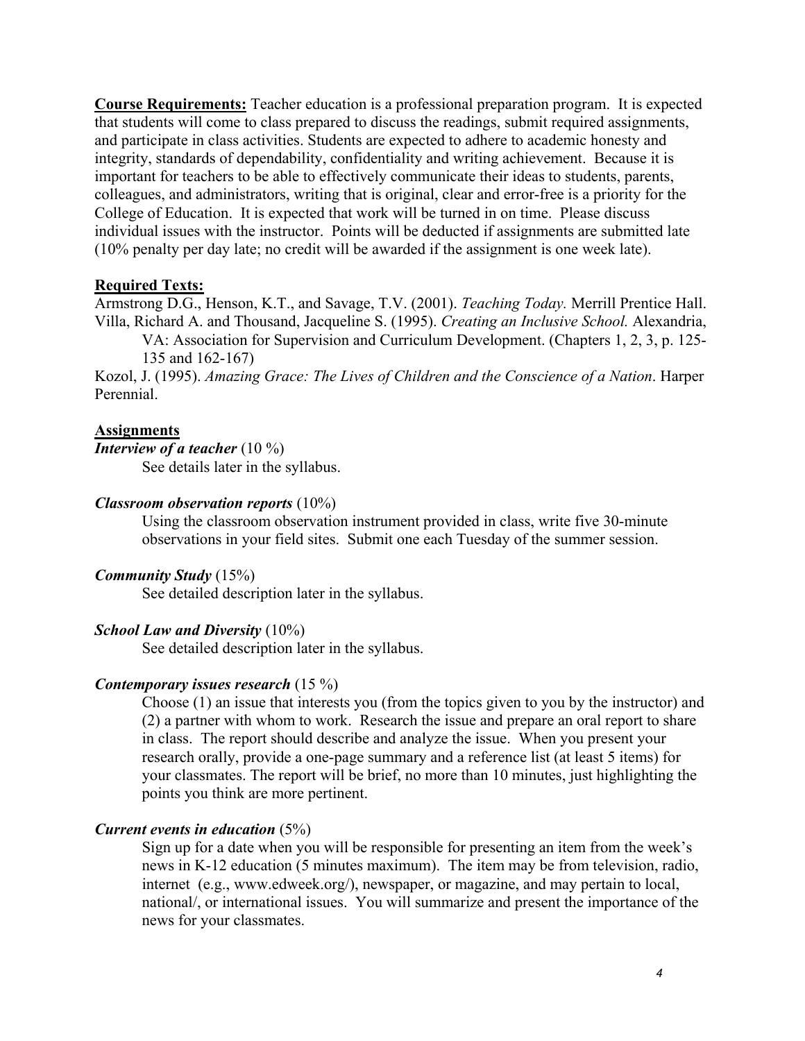**Course Requirements:** Teacher education is a professional preparation program. It is expected that students will come to class prepared to discuss the readings, submit required assignments, and participate in class activities. Students are expected to adhere to academic honesty and integrity, standards of dependability, confidentiality and writing achievement. Because it is important for teachers to be able to effectively communicate their ideas to students, parents, colleagues, and administrators, writing that is original, clear and error-free is a priority for the College of Education. It is expected that work will be turned in on time. Please discuss individual issues with the instructor. Points will be deducted if assignments are submitted late (10% penalty per day late; no credit will be awarded if the assignment is one week late).

**Required Texts:**

Armstrong D.G., Henson, K.T., and Savage, T.V. (2001). *Teaching Today.* Merrill Prentice Hall.

Villa, Richard A. and Thousand, Jacqueline S. (1995). *Creating an Inclusive School.* Alexandria, VA: Association for Supervision and Curriculum Development. (Chapters 1, 2, 3, p. 125-135 and 162-167)

Kozol, J. (1995). *Amazing Grace: The Lives of Children and the Conscience of a Nation*. Harper Perennial.

**Assignments**

***Interview of a teacher*** (10 %)

See details later in the syllabus.

***Classroom observation reports*** (10%)

Using the classroom observation instrument provided in class, write five 30-minute observations in your field sites. Submit one each Tuesday of the summer session.

***Community Study*** (15%)

See detailed description later in the syllabus.

***School Law and Diversity*** (10%)

See detailed description later in the syllabus.

***Contemporary issues research*** (15 %)

Choose (1) an issue that interests you (from the topics given to you by the instructor) and (2) a partner with whom to work. Research the issue and prepare an oral report to share in class. The report should describe and analyze the issue. When you present your research orally, provide a one-page summary and a reference list (at least 5 items) for your classmates. The report will be brief, no more than 10 minutes, just highlighting the points you think are more pertinent.

***Current events in education*** (5%)

Sign up for a date when you will be responsible for presenting an item from the week's news in K-12 education (5 minutes maximum). The item may be from television, radio, internet (e.g., www.edweek.org/), newspaper, or magazine, and may pertain to local, national/, or international issues. You will summarize and present the importance of the news for your classmates.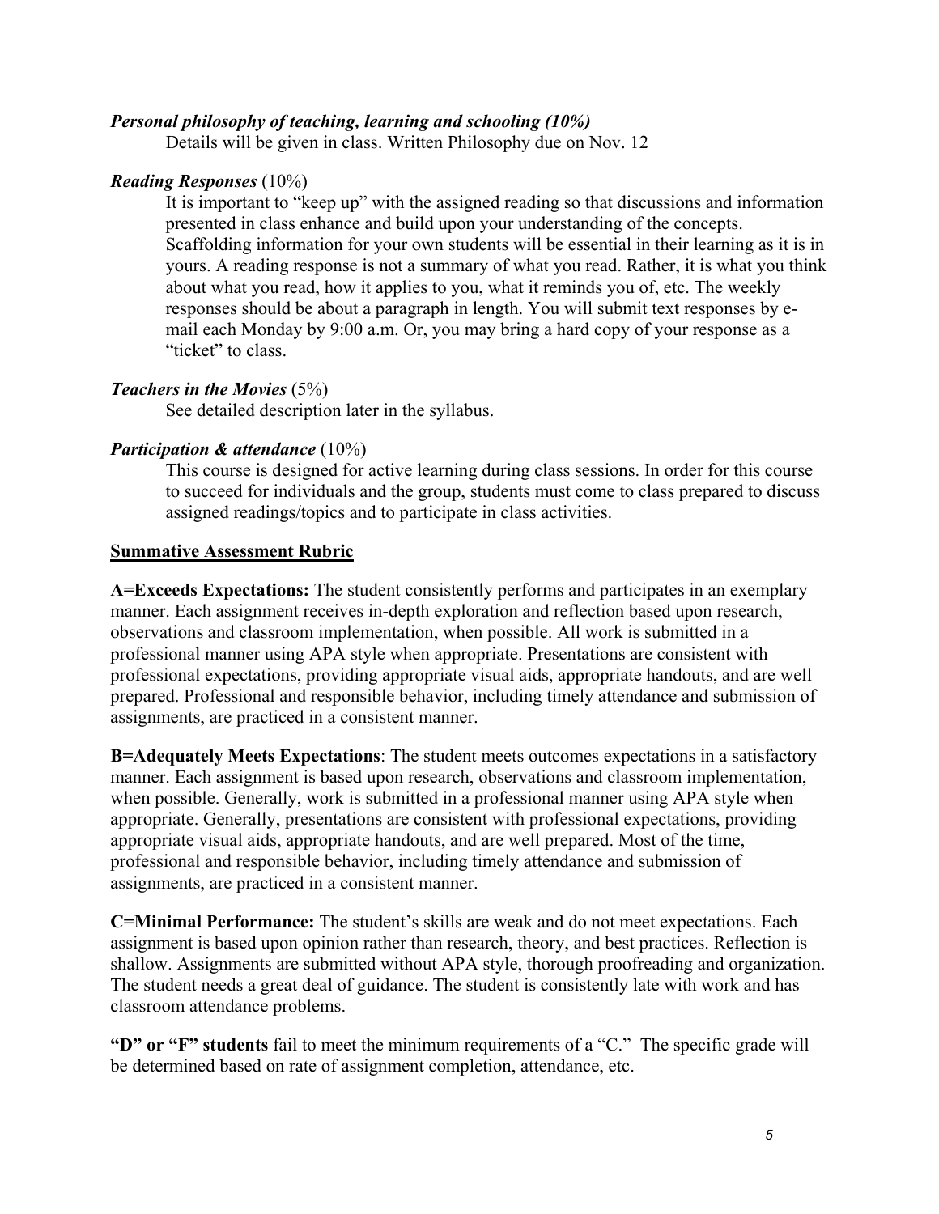***Personal philosophy of teaching, learning and schooling (10%)***

Details will be given in class. Written Philosophy due on Nov. 12

***Reading Responses*** (10%)

It is important to "keep up" with the assigned reading so that discussions and information presented in class enhance and build upon your understanding of the concepts. Scaffolding information for your own students will be essential in their learning as it is in yours. A reading response is not a summary of what you read. Rather, it is what you think about what you read, how it applies to you, what it reminds you of, etc. The weekly responses should be about a paragraph in length. You will submit text responses by e-mail each Monday by 9:00 a.m. Or, you may bring a hard copy of your response as a "ticket" to class.

***Teachers in the Movies*** (5%)

See detailed description later in the syllabus.

***Participation & attendance*** (10%)

This course is designed for active learning during class sessions. In order for this course to succeed for individuals and the group, students must come to class prepared to discuss assigned readings/topics and to participate in class activities.

**Summative Assessment Rubric**

**A=Exceeds Expectations:** The student consistently performs and participates in an exemplary manner. Each assignment receives in-depth exploration and reflection based upon research, observations and classroom implementation, when possible. All work is submitted in a professional manner using APA style when appropriate. Presentations are consistent with professional expectations, providing appropriate visual aids, appropriate handouts, and are well prepared. Professional and responsible behavior, including timely attendance and submission of assignments, are practiced in a consistent manner.

**B=Adequately Meets Expectations**: The student meets outcomes expectations in a satisfactory manner. Each assignment is based upon research, observations and classroom implementation, when possible. Generally, work is submitted in a professional manner using APA style when appropriate. Generally, presentations are consistent with professional expectations, providing appropriate visual aids, appropriate handouts, and are well prepared. Most of the time, professional and responsible behavior, including timely attendance and submission of assignments, are practiced in a consistent manner.

**C=Minimal Performance:** The student's skills are weak and do not meet expectations. Each assignment is based upon opinion rather than research, theory, and best practices. Reflection is shallow. Assignments are submitted without APA style, thorough proofreading and organization. The student needs a great deal of guidance. The student is consistently late with work and has classroom attendance problems.

**"D" or "F" students** fail to meet the minimum requirements of a "C." The specific grade will be determined based on rate of assignment completion, attendance, etc.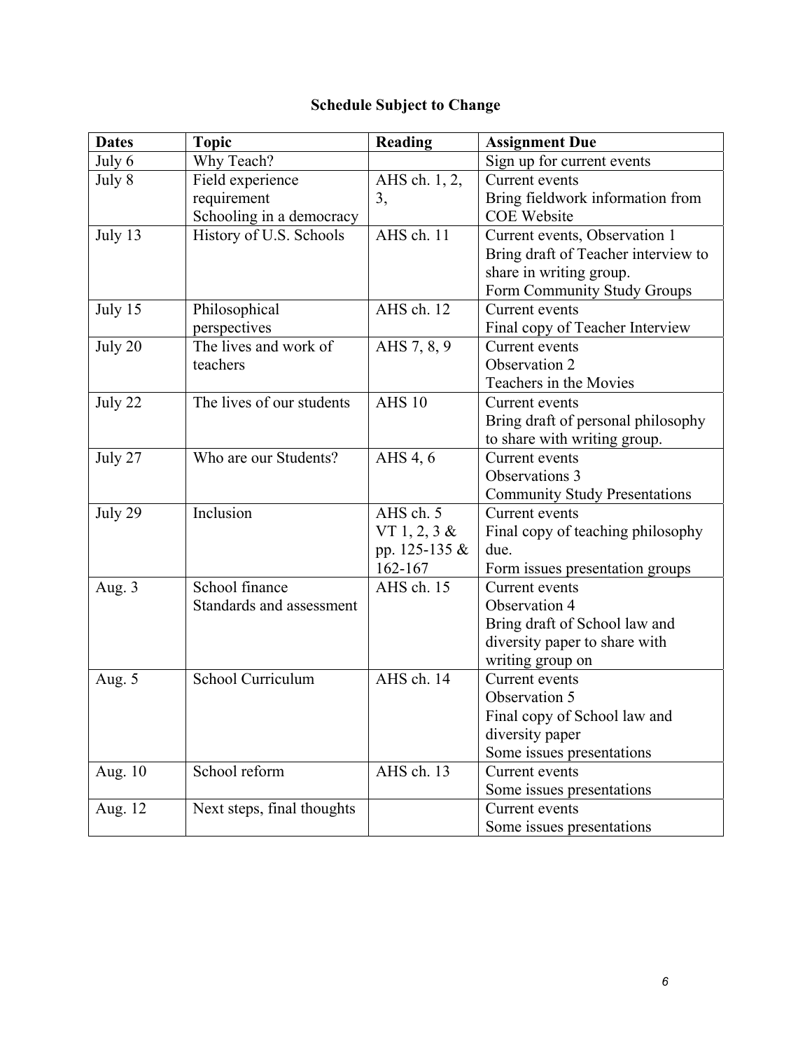**Schedule Subject to Change**

| Dates | Topic | Reading | Assignment Due |
|---|---|---|---|
| July 6 | Why Teach? | | Sign up for current events |
| July 8 | Field experience requirement<br>Schooling in a democracy | AHS ch. 1, 2, 3, | Current events<br>Bring fieldwork information from COE Website |
| July 13 | History of U.S. Schools | AHS ch. 11 | Current events, Observation 1<br>Bring draft of Teacher interview to share in writing group.<br>Form Community Study Groups |
| July 15 | Philosophical perspectives | AHS ch. 12 | Current events<br>Final copy of Teacher Interview |
| July 20 | The lives and work of teachers | AHS 7, 8, 9 | Current events<br>Observation 2<br>Teachers in the Movies |
| July 22 | The lives of our students | AHS 10 | Current events<br>Bring draft of personal philosophy to share with writing group. |
| July 27 | Who are our Students? | AHS 4, 6 | Current events<br>Observations 3<br>Community Study Presentations |
| July 29 | Inclusion | AHS ch. 5<br>VT 1, 2, 3 & pp. 125-135 & 162-167 | Current events<br>Final copy of teaching philosophy due.<br>Form issues presentation groups |
| Aug. 3 | School finance<br>Standards and assessment | AHS ch. 15 | Current events<br>Observation 4<br>Bring draft of School law and diversity paper to share with writing group on |
| Aug. 5 | School Curriculum | AHS ch. 14 | Current events<br>Observation 5<br>Final copy of School law and diversity paper<br>Some issues presentations |
| Aug. 10 | School reform | AHS ch. 13 | Current events<br>Some issues presentations |
| Aug. 12 | Next steps, final thoughts | | Current events<br>Some issues presentations |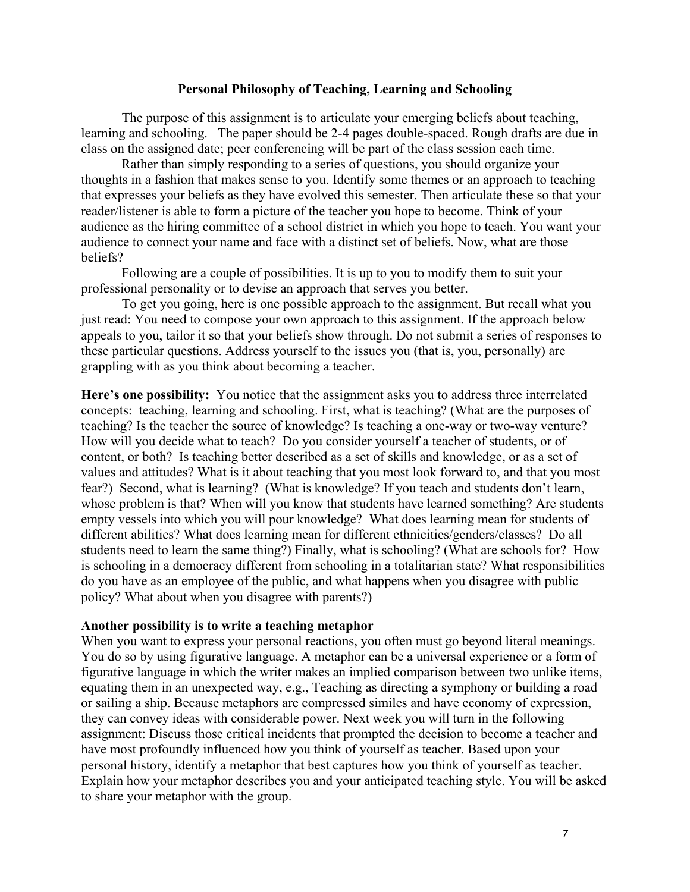## Personal Philosophy of Teaching, Learning and Schooling

The purpose of this assignment is to articulate your emerging beliefs about teaching, learning and schooling. The paper should be 2-4 pages double-spaced. Rough drafts are due in class on the assigned date; peer conferencing will be part of the class session each time.

Rather than simply responding to a series of questions, you should organize your thoughts in a fashion that makes sense to you. Identify some themes or an approach to teaching that expresses your beliefs as they have evolved this semester. Then articulate these so that your reader/listener is able to form a picture of the teacher you hope to become. Think of your audience as the hiring committee of a school district in which you hope to teach. You want your audience to connect your name and face with a distinct set of beliefs. Now, what are those beliefs?

Following are a couple of possibilities. It is up to you to modify them to suit your professional personality or to devise an approach that serves you better.

To get you going, here is one possible approach to the assignment. But recall what you just read: You need to compose your own approach to this assignment. If the approach below appeals to you, tailor it so that your beliefs show through. Do not submit a series of responses to these particular questions. Address yourself to the issues you (that is, you, personally) are grappling with as you think about becoming a teacher.

**Here's one possibility:** You notice that the assignment asks you to address three interrelated concepts: teaching, learning and schooling. First, what is teaching? (What are the purposes of teaching? Is the teacher the source of knowledge? Is teaching a one-way or two-way venture? How will you decide what to teach? Do you consider yourself a teacher of students, or of content, or both? Is teaching better described as a set of skills and knowledge, or as a set of values and attitudes? What is it about teaching that you most look forward to, and that you most fear?) Second, what is learning? (What is knowledge? If you teach and students don't learn, whose problem is that? When will you know that students have learned something? Are students empty vessels into which you will pour knowledge? What does learning mean for students of different abilities? What does learning mean for different ethnicities/genders/classes? Do all students need to learn the same thing?) Finally, what is schooling? (What are schools for? How is schooling in a democracy different from schooling in a totalitarian state? What responsibilities do you have as an employee of the public, and what happens when you disagree with public policy? What about when you disagree with parents?)

**Another possibility is to write a teaching metaphor**

When you want to express your personal reactions, you often must go beyond literal meanings. You do so by using figurative language. A metaphor can be a universal experience or a form of figurative language in which the writer makes an implied comparison between two unlike items, equating them in an unexpected way, e.g., Teaching as directing a symphony or building a road or sailing a ship. Because metaphors are compressed similes and have economy of expression, they can convey ideas with considerable power. Next week you will turn in the following assignment: Discuss those critical incidents that prompted the decision to become a teacher and have most profoundly influenced how you think of yourself as teacher. Based upon your personal history, identify a metaphor that best captures how you think of yourself as teacher. Explain how your metaphor describes you and your anticipated teaching style. You will be asked to share your metaphor with the group.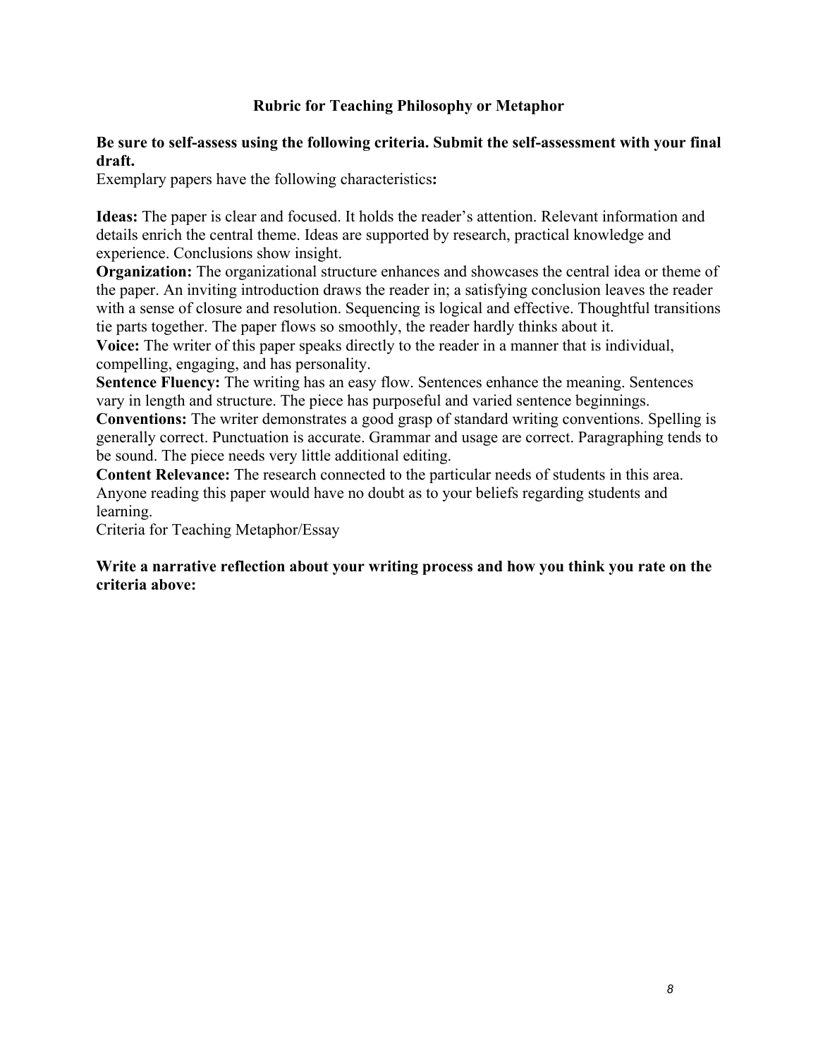## Rubric for Teaching Philosophy or Metaphor

**Be sure to self-assess using the following criteria. Submit the self-assessment with your final draft.**

Exemplary papers have the following characteristics**:**

**Ideas:** The paper is clear and focused. It holds the reader's attention. Relevant information and details enrich the central theme. Ideas are supported by research, practical knowledge and experience. Conclusions show insight.

**Organization:** The organizational structure enhances and showcases the central idea or theme of the paper. An inviting introduction draws the reader in; a satisfying conclusion leaves the reader with a sense of closure and resolution. Sequencing is logical and effective. Thoughtful transitions tie parts together. The paper flows so smoothly, the reader hardly thinks about it.

**Voice:** The writer of this paper speaks directly to the reader in a manner that is individual, compelling, engaging, and has personality.

**Sentence Fluency:** The writing has an easy flow. Sentences enhance the meaning. Sentences vary in length and structure. The piece has purposeful and varied sentence beginnings.

**Conventions:** The writer demonstrates a good grasp of standard writing conventions. Spelling is generally correct. Punctuation is accurate. Grammar and usage are correct. Paragraphing tends to be sound. The piece needs very little additional editing.

**Content Relevance:** The research connected to the particular needs of students in this area. Anyone reading this paper would have no doubt as to your beliefs regarding students and learning.

Criteria for Teaching Metaphor/Essay

**Write a narrative reflection about your writing process and how you think you rate on the criteria above:**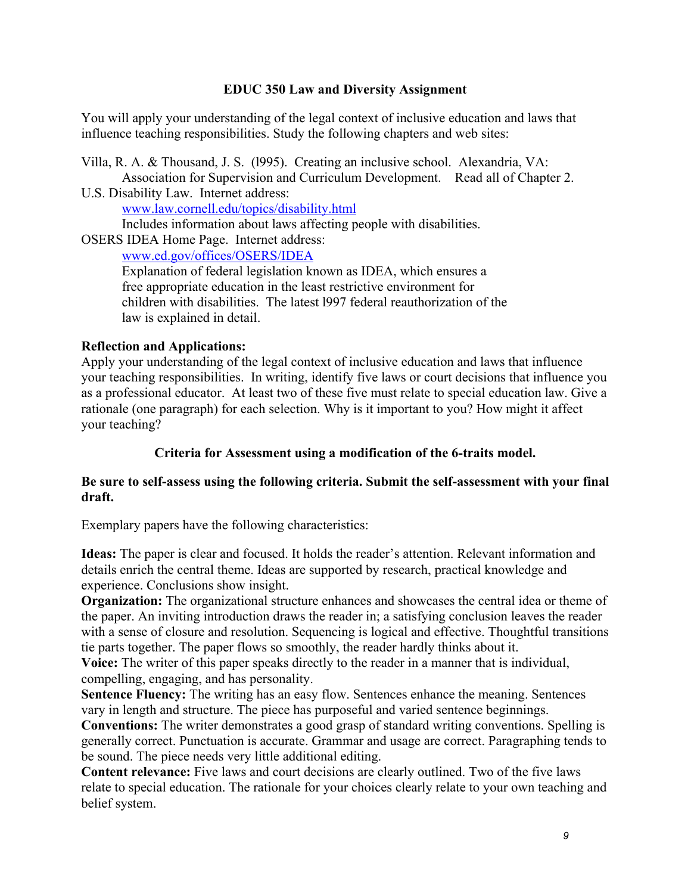**EDUC 350 Law and Diversity Assignment**

You will apply your understanding of the legal context of inclusive education and laws that influence teaching responsibilities. Study the following chapters and web sites:

Villa, R. A. & Thousand, J. S. (l995). Creating an inclusive school. Alexandria, VA: Association for Supervision and Curriculum Development. Read all of Chapter 2.

U.S. Disability Law. Internet address:
[www.law.cornell.edu/topics/disability.html](www.law.cornell.edu/topics/disability.html)
Includes information about laws affecting people with disabilities.

OSERS IDEA Home Page. Internet address:
[www.ed.gov/offices/OSERS/IDEA](www.ed.gov/offices/OSERS/IDEA)
Explanation of federal legislation known as IDEA, which ensures a free appropriate education in the least restrictive environment for children with disabilities. The latest l997 federal reauthorization of the law is explained in detail.

**Reflection and Applications:**

Apply your understanding of the legal context of inclusive education and laws that influence your teaching responsibilities. In writing, identify five laws or court decisions that influence you as a professional educator. At least two of these five must relate to special education law. Give a rationale (one paragraph) for each selection. Why is it important to you? How might it affect your teaching?

**Criteria for Assessment using a modification of the 6-traits model.**

**Be sure to self-assess using the following criteria. Submit the self-assessment with your final draft.**

Exemplary papers have the following characteristics:

**Ideas:** The paper is clear and focused. It holds the reader's attention. Relevant information and details enrich the central theme. Ideas are supported by research, practical knowledge and experience. Conclusions show insight.
**Organization:** The organizational structure enhances and showcases the central idea or theme of the paper. An inviting introduction draws the reader in; a satisfying conclusion leaves the reader with a sense of closure and resolution. Sequencing is logical and effective. Thoughtful transitions tie parts together. The paper flows so smoothly, the reader hardly thinks about it.
**Voice:** The writer of this paper speaks directly to the reader in a manner that is individual, compelling, engaging, and has personality.
**Sentence Fluency:** The writing has an easy flow. Sentences enhance the meaning. Sentences vary in length and structure. The piece has purposeful and varied sentence beginnings.
**Conventions:** The writer demonstrates a good grasp of standard writing conventions. Spelling is generally correct. Punctuation is accurate. Grammar and usage are correct. Paragraphing tends to be sound. The piece needs very little additional editing.
**Content relevance:** Five laws and court decisions are clearly outlined. Two of the five laws relate to special education. The rationale for your choices clearly relate to your own teaching and belief system.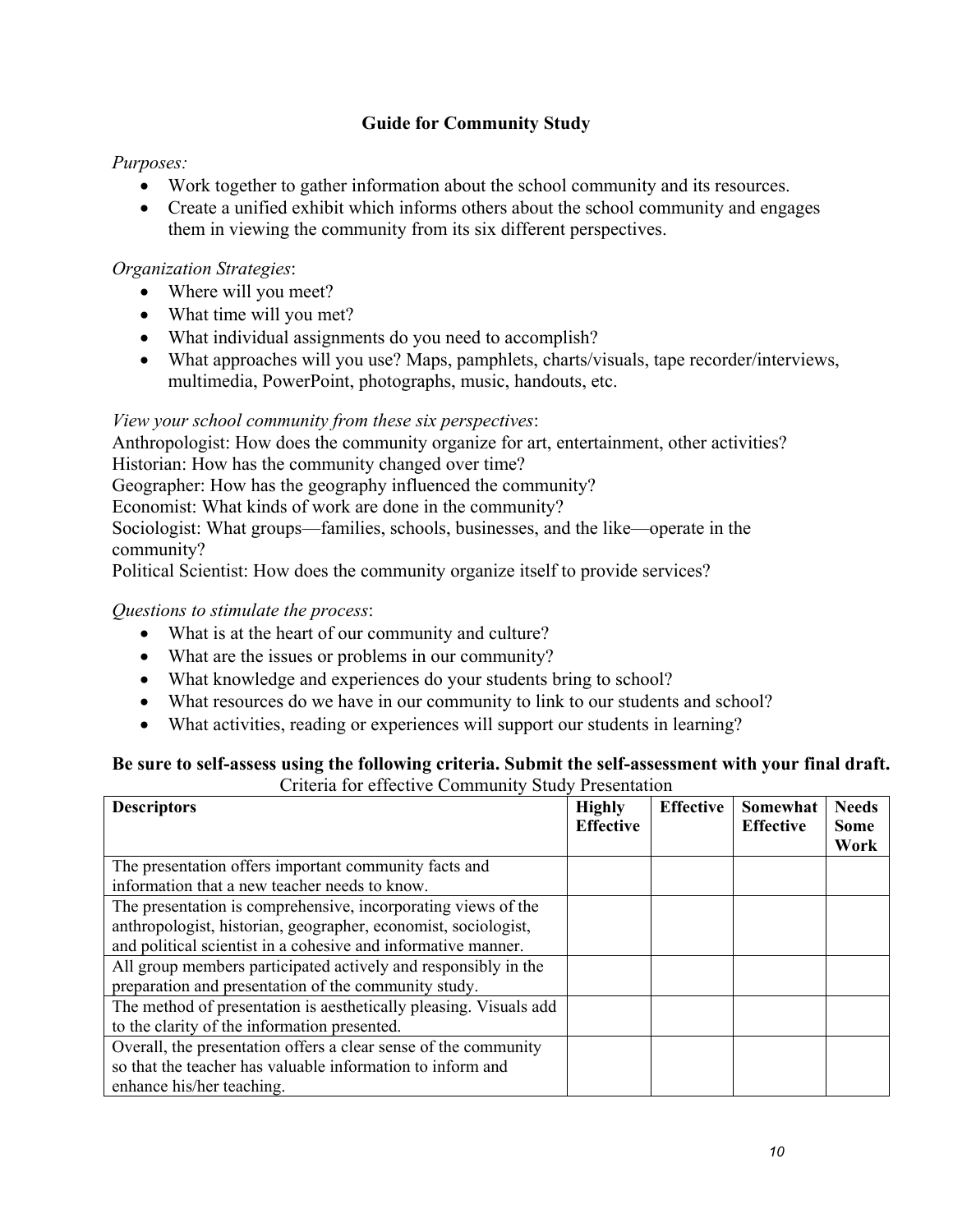## Guide for Community Study

*Purposes:*

- Work together to gather information about the school community and its resources.
- Create a unified exhibit which informs others about the school community and engages them in viewing the community from its six different perspectives.

*Organization Strategies*:

- Where will you meet?
- What time will you met?
- What individual assignments do you need to accomplish?
- What approaches will you use? Maps, pamphlets, charts/visuals, tape recorder/interviews, multimedia, PowerPoint, photographs, music, handouts, etc.

*View your school community from these six perspectives*:

Anthropologist: How does the community organize for art, entertainment, other activities?
Historian: How has the community changed over time?
Geographer: How has the geography influenced the community?
Economist: What kinds of work are done in the community?
Sociologist: What groups—families, schools, businesses, and the like—operate in the community?
Political Scientist: How does the community organize itself to provide services?

*Questions to stimulate the process*:

- What is at the heart of our community and culture?
- What are the issues or problems in our community?
- What knowledge and experiences do your students bring to school?
- What resources do we have in our community to link to our students and school?
- What activities, reading or experiences will support our students in learning?

**Be sure to self-assess using the following criteria. Submit the self-assessment with your final draft.**

Criteria for effective Community Study Presentation

| **Descriptors** | **Highly Effective** | **Effective** | **Somewhat Effective** | **Needs Some Work** |
|---|---|---|---|---|
| The presentation offers important community facts and information that a new teacher needs to know. | | | | |
| The presentation is comprehensive, incorporating views of the anthropologist, historian, geographer, economist, sociologist, and political scientist in a cohesive and informative manner. | | | | |
| All group members participated actively and responsibly in the preparation and presentation of the community study. | | | | |
| The method of presentation is aesthetically pleasing. Visuals add to the clarity of the information presented. | | | | |
| Overall, the presentation offers a clear sense of the community so that the teacher has valuable information to inform and enhance his/her teaching. | | | | |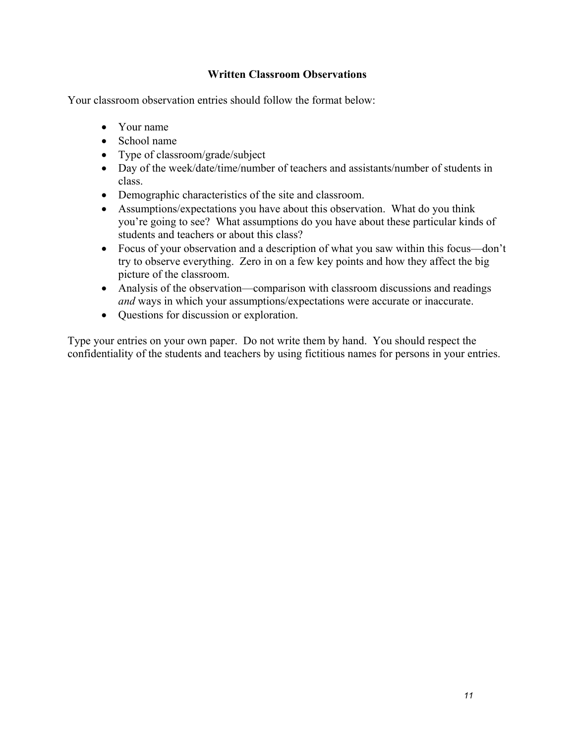## Written Classroom Observations

Your classroom observation entries should follow the format below:

- Your name
- School name
- Type of classroom/grade/subject
- Day of the week/date/time/number of teachers and assistants/number of students in class.
- Demographic characteristics of the site and classroom.
- Assumptions/expectations you have about this observation. What do you think you're going to see? What assumptions do you have about these particular kinds of students and teachers or about this class?
- Focus of your observation and a description of what you saw within this focus—don't try to observe everything. Zero in on a few key points and how they affect the big picture of the classroom.
- Analysis of the observation—comparison with classroom discussions and readings *and* ways in which your assumptions/expectations were accurate or inaccurate.
- Questions for discussion or exploration.

Type your entries on your own paper. Do not write them by hand. You should respect the confidentiality of the students and teachers by using fictitious names for persons in your entries.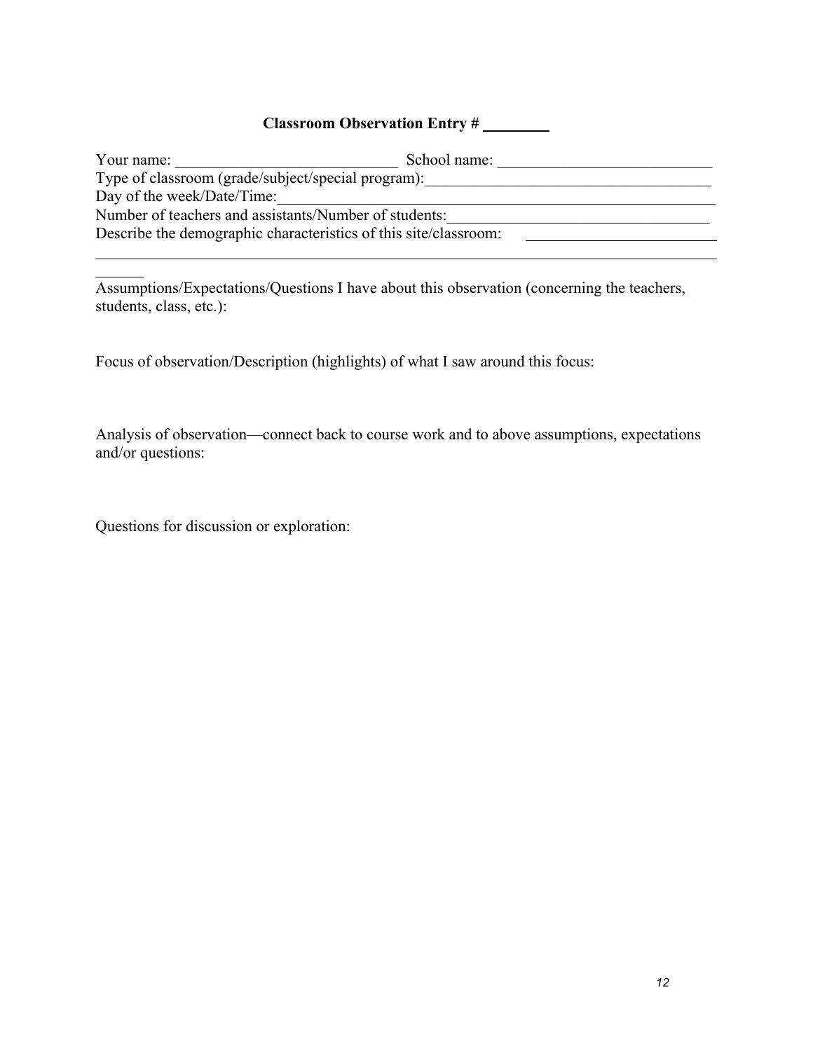**Classroom Observation Entry # ________**

Your name: ____________________________ School name: ___________________________
Type of classroom (grade/subject/special program):___________________________________
Day of the week/Date/Time:___________________________________________________________
Number of teachers and assistants/Number of students:_________________________________
Describe the demographic characteristics of this site/classroom: _______________________
______________________________________________________________________________________

Assumptions/Expectations/Questions I have about this observation (concerning the teachers, students, class, etc.):

Focus of observation/Description (highlights) of what I saw around this focus:

Analysis of observation—connect back to course work and to above assumptions, expectations and/or questions:

Questions for discussion or exploration: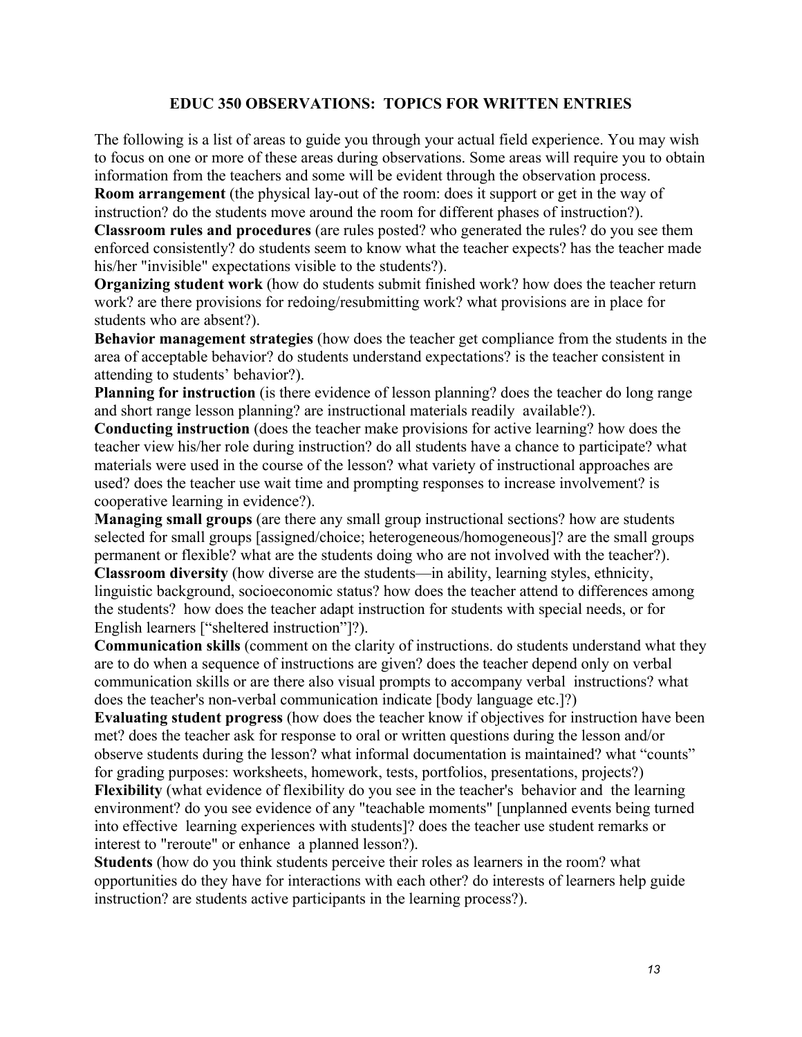## EDUC 350 OBSERVATIONS: TOPICS FOR WRITTEN ENTRIES

The following is a list of areas to guide you through your actual field experience. You may wish to focus on one or more of these areas during observations. Some areas will require you to obtain information from the teachers and some will be evident through the observation process.

**Room arrangement** (the physical lay-out of the room: does it support or get in the way of instruction? do the students move around the room for different phases of instruction?).

**Classroom rules and procedures** (are rules posted? who generated the rules? do you see them enforced consistently? do students seem to know what the teacher expects? has the teacher made his/her "invisible" expectations visible to the students?).

**Organizing student work** (how do students submit finished work? how does the teacher return work? are there provisions for redoing/resubmitting work? what provisions are in place for students who are absent?).

**Behavior management strategies** (how does the teacher get compliance from the students in the area of acceptable behavior? do students understand expectations? is the teacher consistent in attending to students' behavior?).

**Planning for instruction** (is there evidence of lesson planning? does the teacher do long range and short range lesson planning? are instructional materials readily available?).

**Conducting instruction** (does the teacher make provisions for active learning? how does the teacher view his/her role during instruction? do all students have a chance to participate? what materials were used in the course of the lesson? what variety of instructional approaches are used? does the teacher use wait time and prompting responses to increase involvement? is cooperative learning in evidence?).

**Managing small groups** (are there any small group instructional sections? how are students selected for small groups [assigned/choice; heterogeneous/homogeneous]? are the small groups permanent or flexible? what are the students doing who are not involved with the teacher?).

**Classroom diversity** (how diverse are the students—in ability, learning styles, ethnicity, linguistic background, socioeconomic status? how does the teacher attend to differences among the students? how does the teacher adapt instruction for students with special needs, or for English learners ["sheltered instruction"]?).

**Communication skills** (comment on the clarity of instructions. do students understand what they are to do when a sequence of instructions are given? does the teacher depend only on verbal communication skills or are there also visual prompts to accompany verbal instructions? what does the teacher's non-verbal communication indicate [body language etc.]?)

**Evaluating student progress** (how does the teacher know if objectives for instruction have been met? does the teacher ask for response to oral or written questions during the lesson and/or observe students during the lesson? what informal documentation is maintained? what "counts" for grading purposes: worksheets, homework, tests, portfolios, presentations, projects?)

**Flexibility** (what evidence of flexibility do you see in the teacher's behavior and the learning environment? do you see evidence of any "teachable moments" [unplanned events being turned into effective learning experiences with students]? does the teacher use student remarks or interest to "reroute" or enhance a planned lesson?).

**Students** (how do you think students perceive their roles as learners in the room? what opportunities do they have for interactions with each other? do interests of learners help guide instruction? are students active participants in the learning process?).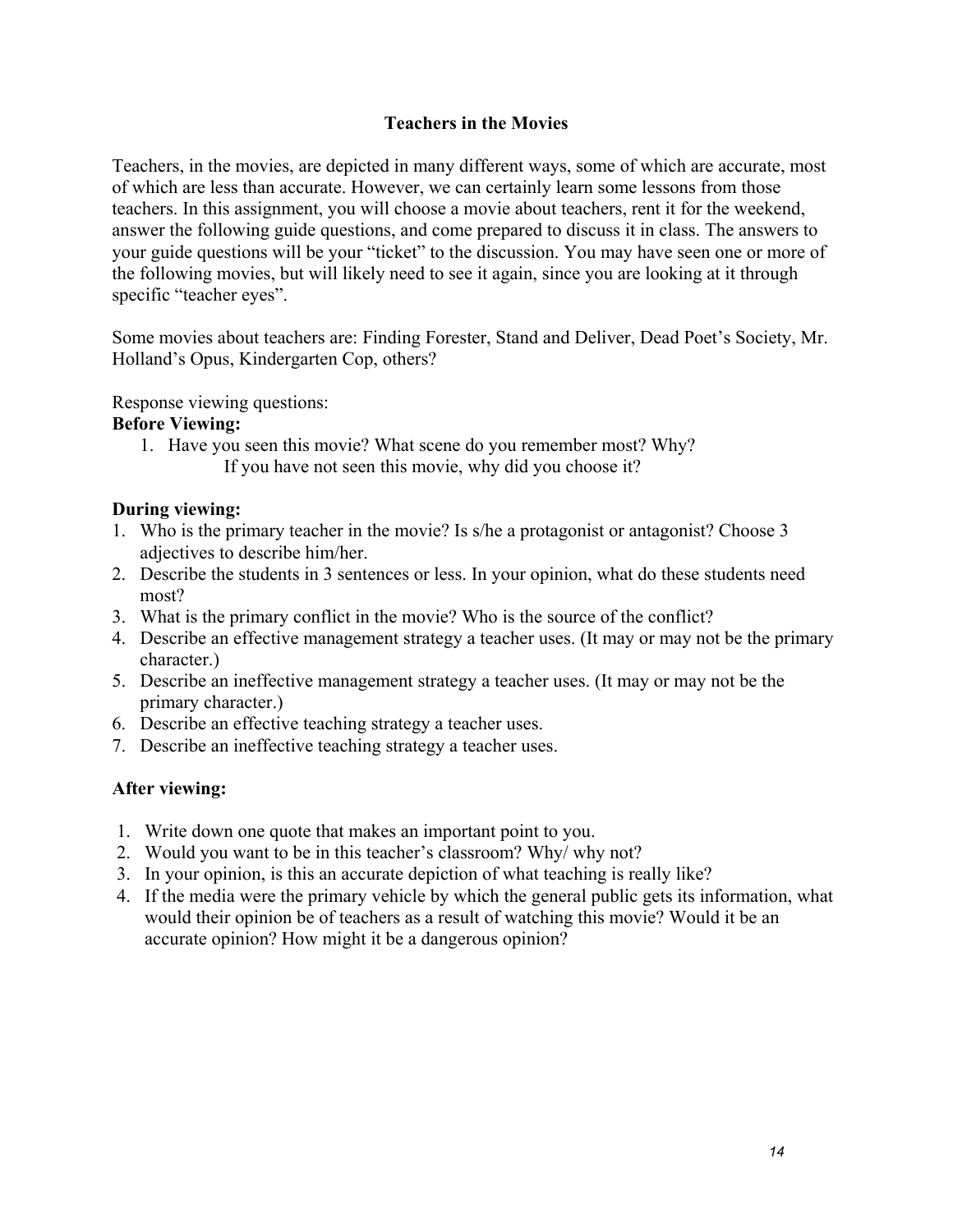## Teachers in the Movies

Teachers, in the movies, are depicted in many different ways, some of which are accurate, most of which are less than accurate. However, we can certainly learn some lessons from those teachers. In this assignment, you will choose a movie about teachers, rent it for the weekend, answer the following guide questions, and come prepared to discuss it in class. The answers to your guide questions will be your "ticket" to the discussion. You may have seen one or more of the following movies, but will likely need to see it again, since you are looking at it through specific "teacher eyes".

Some movies about teachers are: Finding Forester, Stand and Deliver, Dead Poet's Society, Mr. Holland's Opus, Kindergarten Cop, others?

Response viewing questions:

**Before Viewing:**

1. Have you seen this movie? What scene do you remember most? Why?
   If you have not seen this movie, why did you choose it?

**During viewing:**

1. Who is the primary teacher in the movie? Is s/he a protagonist or antagonist? Choose 3 adjectives to describe him/her.
2. Describe the students in 3 sentences or less. In your opinion, what do these students need most?
3. What is the primary conflict in the movie? Who is the source of the conflict?
4. Describe an effective management strategy a teacher uses. (It may or may not be the primary character.)
5. Describe an ineffective management strategy a teacher uses. (It may or may not be the primary character.)
6. Describe an effective teaching strategy a teacher uses.
7. Describe an ineffective teaching strategy a teacher uses.

**After viewing:**

1. Write down one quote that makes an important point to you.
2. Would you want to be in this teacher's classroom? Why/ why not?
3. In your opinion, is this an accurate depiction of what teaching is really like?
4. If the media were the primary vehicle by which the general public gets its information, what would their opinion be of teachers as a result of watching this movie? Would it be an accurate opinion? How might it be a dangerous opinion?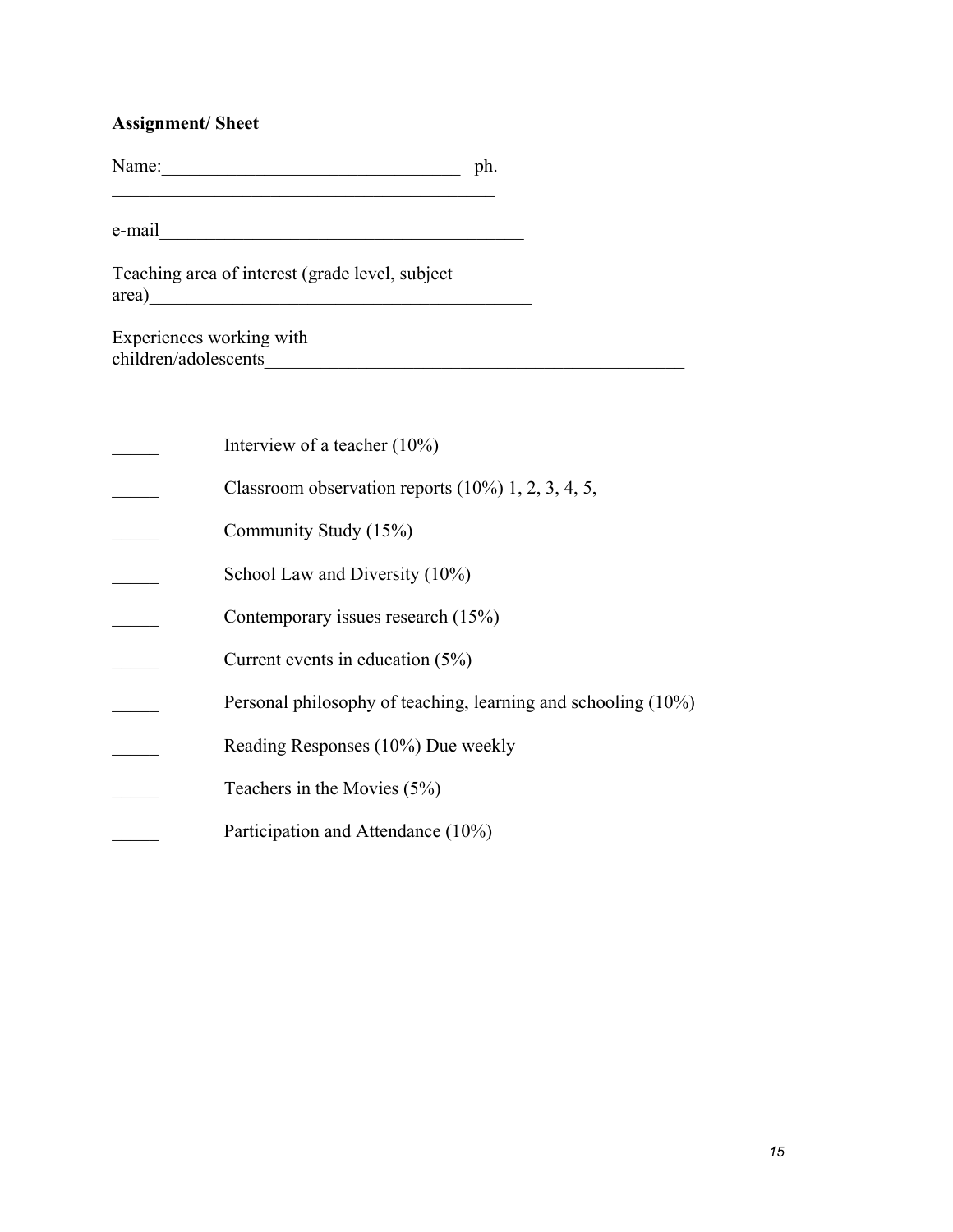**Assignment/ Sheet**

Name:________________________________ ph. ________________________________________

e-mail_______________________________________

Teaching area of interest (grade level, subject area)__________________________________________

Experiences working with children/adolescents______________________________________________

_____ Interview of a teacher (10%)

_____ Classroom observation reports (10%) 1, 2, 3, 4, 5,

_____ Community Study (15%)

_____ School Law and Diversity (10%)

_____ Contemporary issues research (15%)

_____ Current events in education (5%)

_____ Personal philosophy of teaching, learning and schooling (10%)

_____ Reading Responses (10%) Due weekly

_____ Teachers in the Movies (5%)

_____ Participation and Attendance (10%)